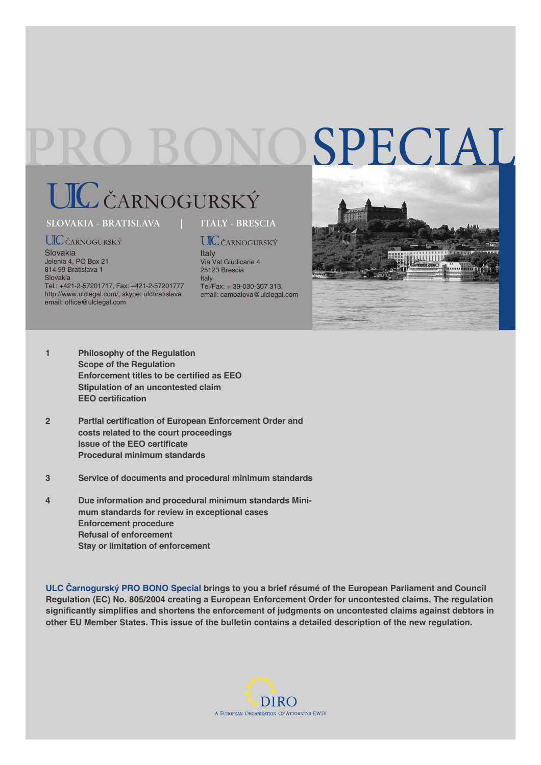# PRO BONO SPECIAL

## ULC ČARNOGURSKÝ

**SLOVAKIA - BRATISLAVA** | **ITALY - BRESCIA**

ULC ČARNOGURSKÝ
Slovakia
Jelenia 4, PO Box 21
814 99 Bratislava 1
Slovakia
Tel.: +421-2-57201717, Fax: +421-2-57201777
http://www.ulclegal.com/, skype: ulcbratislava
email: office@ulclegal.com

ULC ČARNOGURSKÝ
Italy
Via Val Giudicarie 4
25123 Brescia
Italy
Tel/Fax: + 39-030-307 313
email: cambalova@ulclegal.com

**1**
- **Philosophy of the Regulation**
- **Scope of the Regulation**
- **Enforcement titles to be certified as EEO**
- **Stipulation of an uncontested claim**
- **EEO certification**

**2**
- **Partial certification of European Enforcement Order and costs related to the court proceedings**
- **Issue of the EEO certificate**
- **Procedural minimum standards**

**3**
- **Service of documents and procedural minimum standards**

**4**
- **Due information and procedural minimum standards Minimum standards for review in exceptional cases**
- **Enforcement procedure**
- **Refusal of enforcement**
- **Stay or limitation of enforcement**

**ULC Čarnogurský PRO BONO Special brings to you a brief résumé of the European Parliament and Council Regulation (EC) No. 805/2004 creating a European Enforcement Order for uncontested claims. The regulation significantly simplifies and shortens the enforcement of judgments on uncontested claims against debtors in other EU Member States. This issue of the bulletin contains a detailed description of the new regulation.**

DIRO
A European Organization Of Attorneys EWIV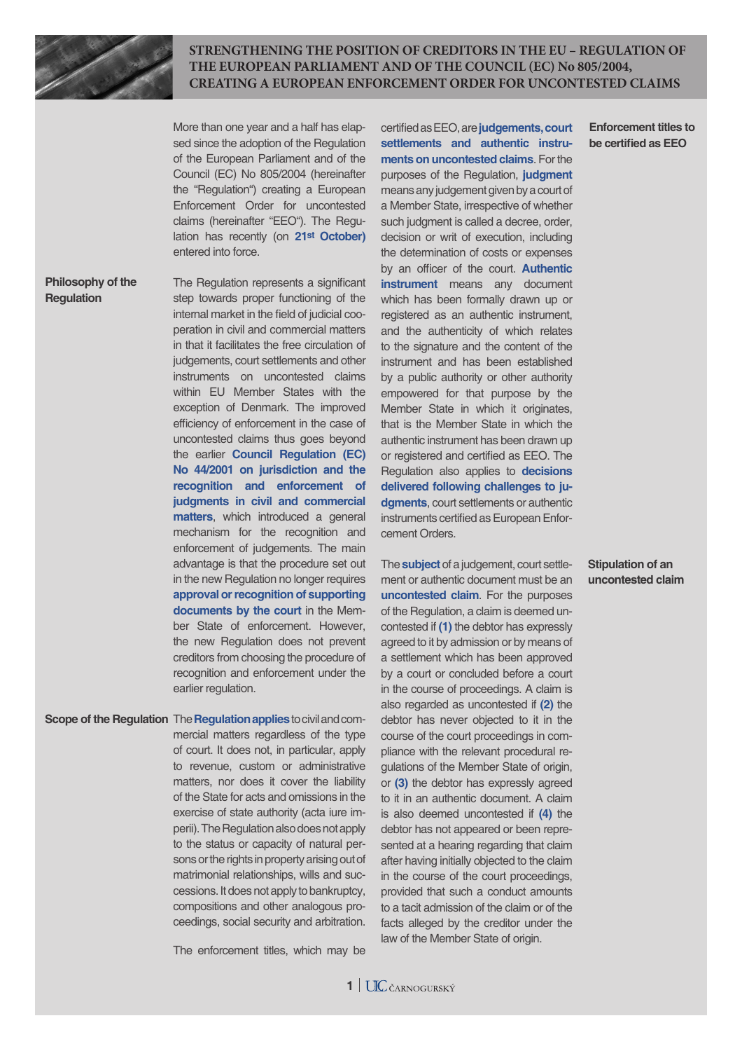# STRENGTHENING THE POSITION OF CREDITORS IN THE EU – REGULATION OF THE EUROPEAN PARLIAMENT AND OF THE COUNCIL (EC) No 805/2004, CREATING A EUROPEAN ENFORCEMENT ORDER FOR UNCONTESTED CLAIMS

More than one year and a half has elapsed since the adoption of the Regulation of the European Parliament and of the Council (EC) No 805/2004 (hereinafter the "Regulation") creating a European Enforcement Order for uncontested claims (hereinafter "EEO"). The Regulation has recently (on **21st October**) entered into force.

### Philosophy of the Regulation

The Regulation represents a significant step towards proper functioning of the internal market in the field of judicial cooperation in civil and commercial matters in that it facilitates the free circulation of judgements, court settlements and other instruments on uncontested claims within EU Member States with the exception of Denmark. The improved efficiency of enforcement in the case of uncontested claims thus goes beyond the earlier **Council Regulation (EC) No 44/2001 on jurisdiction and the recognition and enforcement of judgments in civil and commercial matters**, which introduced a general mechanism for the recognition and enforcement of judgements. The main advantage is that the procedure set out in the new Regulation no longer requires **approval or recognition of supporting documents by the court** in the Member State of enforcement. However, the new Regulation does not prevent creditors from choosing the procedure of recognition and enforcement under the earlier regulation.

### Scope of the Regulation

The **Regulation applies** to civil and commercial matters regardless of the type of court. It does not, in particular, apply to revenue, custom or administrative matters, nor does it cover the liability of the State for acts and omissions in the exercise of state authority (acta iure imperii). The Regulation also does not apply to the status or capacity of natural persons or the rights in property arising out of matrimonial relationships, wills and successions. It does not apply to bankruptcy, compositions and other analogous proceedings, social security and arbitration.

### Enforcement titles to be certified as EEO

The enforcement titles, which may be certified as EEO, are **judgements, court settlements and authentic instruments on uncontested claims**. For the purposes of the Regulation, **judgment** means any judgement given by a court of a Member State, irrespective of whether such judgment is called a decree, order, decision or writ of execution, including the determination of costs or expenses by an officer of the court. **Authentic instrument** means any document which has been formally drawn up or registered as an authentic instrument, and the authenticity of which relates to the signature and the content of the instrument and has been established by a public authority or other authority empowered for that purpose by the Member State in which it originates, that is the Member State in which the authentic instrument has been drawn up or registered and certified as EEO. The Regulation also applies to **decisions delivered following challenges to judgments**, court settlements or authentic instruments certified as European Enforcement Orders.

### Stipulation of an uncontested claim

The **subject** of a judgement, court settlement or authentic document must be an **uncontested claim**. For the purposes of the Regulation, a claim is deemed uncontested if **(1)** the debtor has expressly agreed to it by admission or by means of a settlement which has been approved by a court or concluded before a court in the course of proceedings. A claim is also regarded as uncontested if **(2)** the debtor has never objected to it in the course of the court proceedings in compliance with the relevant procedural regulations of the Member State of origin, or **(3)** the debtor has expressly agreed to it in an authentic document. A claim is also deemed uncontested if **(4)** the debtor has not appeared or been represented at a hearing regarding that claim after having initially objected to the claim in the course of the court proceedings, provided that such a conduct amounts to a tacit admission of the claim or of the facts alleged by the creditor under the law of the Member State of origin.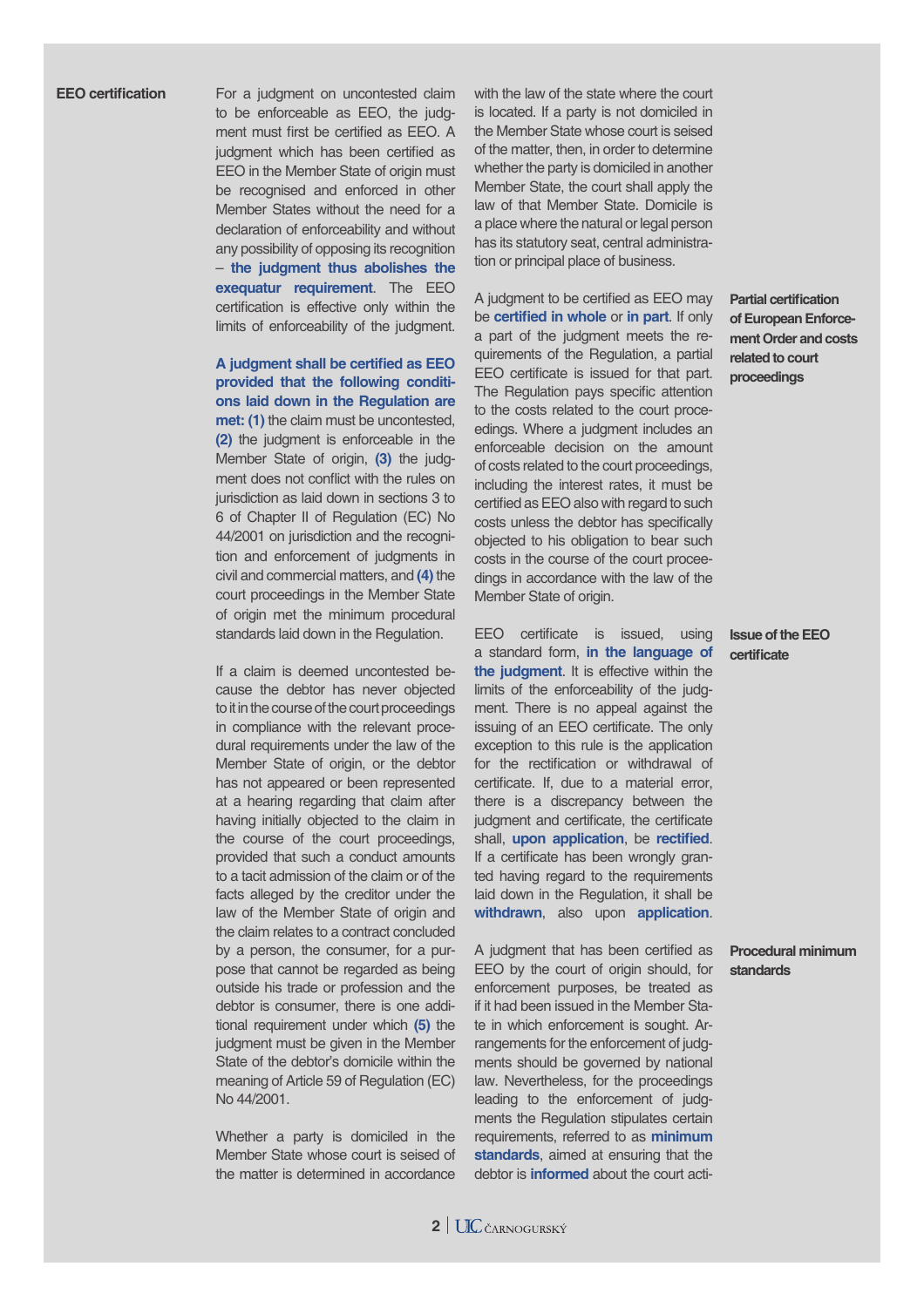## EEO certification

For a judgment on uncontested claim to be enforceable as EEO, the judgment must first be certified as EEO. A judgment which has been certified as EEO in the Member State of origin must be recognised and enforced in other Member States without the need for a declaration of enforceability and without any possibility of opposing its recognition – **the judgment thus abolishes the exequatur requirement**. The EEO certification is effective only within the limits of enforceability of the judgment.

**A judgment shall be certified as EEO provided that the following conditions laid down in the Regulation are met: (1)** the claim must be uncontested, **(2)** the judgment is enforceable in the Member State of origin, **(3)** the judgment does not conflict with the rules on jurisdiction as laid down in sections 3 to 6 of Chapter II of Regulation (EC) No 44/2001 on jurisdiction and the recognition and enforcement of judgments in civil and commercial matters, and **(4)** the court proceedings in the Member State of origin met the minimum procedural standards laid down in the Regulation.

If a claim is deemed uncontested because the debtor has never objected to it in the course of the court proceedings in compliance with the relevant procedural requirements under the law of the Member State of origin, or the debtor has not appeared or been represented at a hearing regarding that claim after having initially objected to the claim in the course of the court proceedings, provided that such a conduct amounts to a tacit admission of the claim or of the facts alleged by the creditor under the law of the Member State of origin and the claim relates to a contract concluded by a person, the consumer, for a purpose that cannot be regarded as being outside his trade or profession and the debtor is consumer, there is one additional requirement under which **(5)** the judgment must be given in the Member State of the debtor's domicile within the meaning of Article 59 of Regulation (EC) No 44/2001.

Whether a party is domiciled in the Member State whose court is seised of the matter is determined in accordance with the law of the state where the court is located. If a party is not domiciled in the Member State whose court is seised of the matter, then, in order to determine whether the party is domiciled in another Member State, the court shall apply the law of that Member State. Domicile is a place where the natural or legal person has its statutory seat, central administration or principal place of business.

## Partial certification of European Enforcement Order and costs related to court proceedings

A judgment to be certified as EEO may be **certified in whole** or **in part**. If only a part of the judgment meets the requirements of the Regulation, a partial EEO certificate is issued for that part. The Regulation pays specific attention to the costs related to the court proceedings. Where a judgment includes an enforceable decision on the amount of costs related to the court proceedings, including the interest rates, it must be certified as EEO also with regard to such costs unless the debtor has specifically objected to his obligation to bear such costs in the course of the court proceedings in accordance with the law of the Member State of origin.

## Issue of the EEO certificate

EEO certificate is issued, using a standard form, **in the language of the judgment**. It is effective within the limits of the enforceability of the judgment. There is no appeal against the issuing of an EEO certificate. The only exception to this rule is the application for the rectification or withdrawal of certificate. If, due to a material error, there is a discrepancy between the judgment and certificate, the certificate shall, **upon application**, be **rectified**. If a certificate has been wrongly granted having regard to the requirements laid down in the Regulation, it shall be **withdrawn**, also upon **application**.

## Procedural minimum standards

A judgment that has been certified as EEO by the court of origin should, for enforcement purposes, be treated as if it had been issued in the Member State in which enforcement is sought. Arrangements for the enforcement of judgments should be governed by national law. Nevertheless, for the proceedings leading to the enforcement of judgments the Regulation stipulates certain requirements, referred to as **minimum standards**, aimed at ensuring that the debtor is **informed** about the court acti-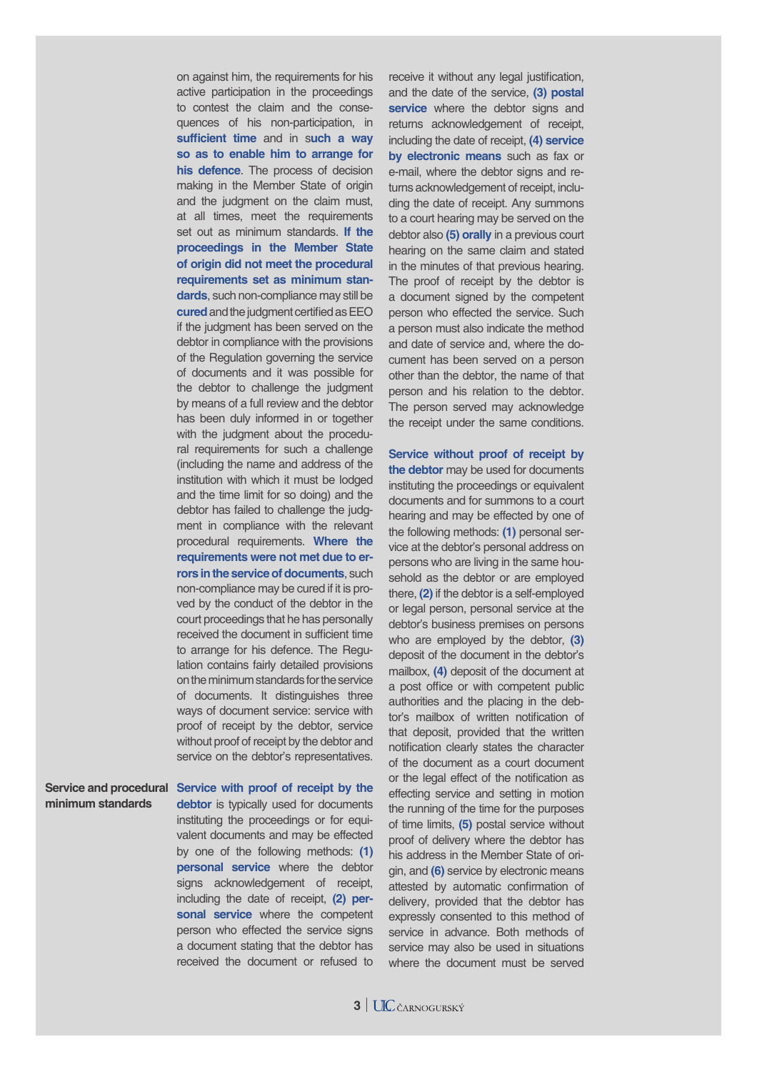on against him, the requirements for his active participation in the proceedings to contest the claim and the consequences of his non-participation, in **sufficient time** and in **such a way so as to enable him to arrange for his defence**. The process of decision making in the Member State of origin and the judgment on the claim must, at all times, meet the requirements set out as minimum standards. **If the proceedings in the Member State of origin did not meet the procedural requirements set as minimum standards**, such non-compliance may still be **cured** and the judgment certified as EEO if the judgment has been served on the debtor in compliance with the provisions of the Regulation governing the service of documents and it was possible for the debtor to challenge the judgment by means of a full review and the debtor has been duly informed in or together with the judgment about the procedural requirements for such a challenge (including the name and address of the institution with which it must be lodged and the time limit for so doing) and the debtor has failed to challenge the judgment in compliance with the relevant procedural requirements. **Where the requirements were not met due to errors in the service of documents**, such non-compliance may be cured if it is proved by the conduct of the debtor in the court proceedings that he has personally received the document in sufficient time to arrange for his defence. The Regulation contains fairly detailed provisions on the minimum standards for the service of documents. It distinguishes three ways of document service: service with proof of receipt by the debtor, service without proof of receipt by the debtor and service on the debtor's representatives.

**Service and procedural minimum standards**

**Service with proof of receipt by the debtor** is typically used for documents instituting the proceedings or for equivalent documents and may be effected by one of the following methods: **(1) personal service** where the debtor signs acknowledgement of receipt, including the date of receipt, **(2) personal service** where the competent person who effected the service signs a document stating that the debtor has received the document or refused to receive it without any legal justification, and the date of the service, **(3) postal service** where the debtor signs and returns acknowledgement of receipt, including the date of receipt, **(4) service by electronic means** such as fax or e-mail, where the debtor signs and returns acknowledgement of receipt, including the date of receipt. Any summons to a court hearing may be served on the debtor also **(5) orally** in a previous court hearing on the same claim and stated in the minutes of that previous hearing. The proof of receipt by the debtor is a document signed by the competent person who effected the service. Such a person must also indicate the method and date of service and, where the document has been served on a person other than the debtor, the name of that person and his relation to the debtor. The person served may acknowledge the receipt under the same conditions.

**Service without proof of receipt by the debtor** may be used for documents instituting the proceedings or equivalent documents and for summons to a court hearing and may be effected by one of the following methods: **(1)** personal service at the debtor's personal address on persons who are living in the same household as the debtor or are employed there, **(2)** if the debtor is a self-employed or legal person, personal service at the debtor's business premises on persons who are employed by the debtor, **(3)** deposit of the document in the debtor's mailbox, **(4)** deposit of the document at a post office or with competent public authorities and the placing in the debtor's mailbox of written notification of that deposit, provided that the written notification clearly states the character of the document as a court document or the legal effect of the notification as effecting service and setting in motion the running of the time for the purposes of time limits, **(5)** postal service without proof of delivery where the debtor has his address in the Member State of origin, and **(6)** service by electronic means attested by automatic confirmation of delivery, provided that the debtor has expressly consented to this method of service in advance. Both methods of service may also be used in situations where the document must be served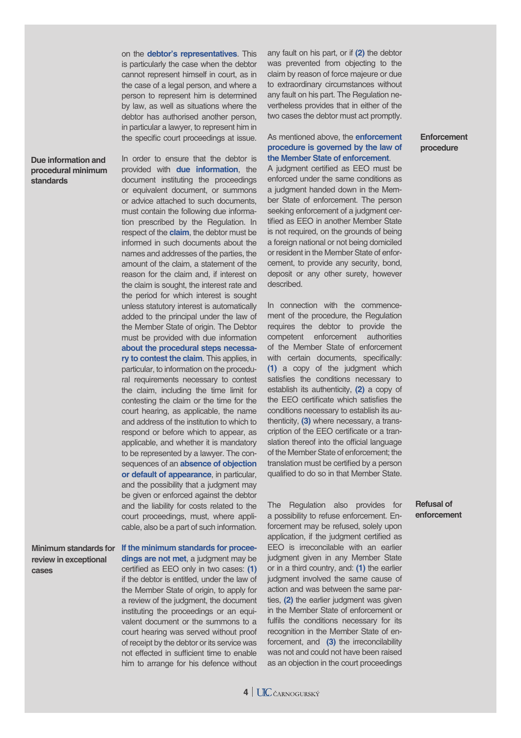on the **debtor's representatives**. This is particularly the case when the debtor cannot represent himself in court, as in the case of a legal person, and where a person to represent him is determined by law, as well as situations where the debtor has authorised another person, in particular a lawyer, to represent him in the specific court proceedings at issue.

**Due information and procedural minimum standards**

In order to ensure that the debtor is provided with **due information**, the document instituting the proceedings or equivalent document, or summons or advice attached to such documents, must contain the following due information prescribed by the Regulation. In respect of the **claim**, the debtor must be informed in such documents about the names and addresses of the parties, the amount of the claim, a statement of the reason for the claim and, if interest on the claim is sought, the interest rate and the period for which interest is sought unless statutory interest is automatically added to the principal under the law of the Member State of origin. The Debtor must be provided with due information **about the procedural steps necessary to contest the claim**. This applies, in particular, to information on the procedural requirements necessary to contest the claim, including the time limit for contesting the claim or the time for the court hearing, as applicable, the name and address of the institution to which to respond or before which to appear, as applicable, and whether it is mandatory to be represented by a lawyer. The consequences of an **absence of objection or default of appearance**, in particular, and the possibility that a judgment may be given or enforced against the debtor and the liability for costs related to the court proceedings, must, where applicable, also be a part of such information.

**Minimum standards for review in exceptional cases**

**If the minimum standards for proceedings are not met**, a judgment may be certified as EEO only in two cases: **(1)** if the debtor is entitled, under the law of the Member State of origin, to apply for a review of the judgment, the document instituting the proceedings or an equivalent document or the summons to a court hearing was served without proof of receipt by the debtor or its service was not effected in sufficient time to enable him to arrange for his defence without any fault on his part, or if **(2)** the debtor was prevented from objecting to the claim by reason of force majeure or due to extraordinary circumstances without any fault on his part. The Regulation nevertheless provides that in either of the two cases the debtor must act promptly.

**Enforcement procedure**

As mentioned above, the **enforcement procedure is governed by the law of the Member State of enforcement**.
A judgment certified as EEO must be enforced under the same conditions as a judgment handed down in the Member State of enforcement. The person seeking enforcement of a judgment certified as EEO in another Member State is not required, on the grounds of being a foreign national or not being domiciled or resident in the Member State of enforcement, to provide any security, bond, deposit or any other surety, however described.

In connection with the commencement of the procedure, the Regulation requires the debtor to provide the competent enforcement authorities of the Member State of enforcement with certain documents, specifically: **(1)** a copy of the judgment which satisfies the conditions necessary to establish its authenticity, **(2)** a copy of the EEO certificate which satisfies the conditions necessary to establish its authenticity, **(3)** where necessary, a transcription of the EEO certificate or a translation thereof into the official language of the Member State of enforcement; the translation must be certified by a person qualified to do so in that Member State.

**Refusal of enforcement**

The Regulation also provides for a possibility to refuse enforcement. Enforcement may be refused, solely upon application, if the judgment certified as EEO is irreconcilable with an earlier judgment given in any Member State or in a third country, and: **(1)** the earlier judgment involved the same cause of action and was between the same parties, **(2)** the earlier judgment was given in the Member State of enforcement or fulfils the conditions necessary for its recognition in the Member State of enforcement, and **(3)** the irreconcilability was not and could not have been raised as an objection in the court proceedings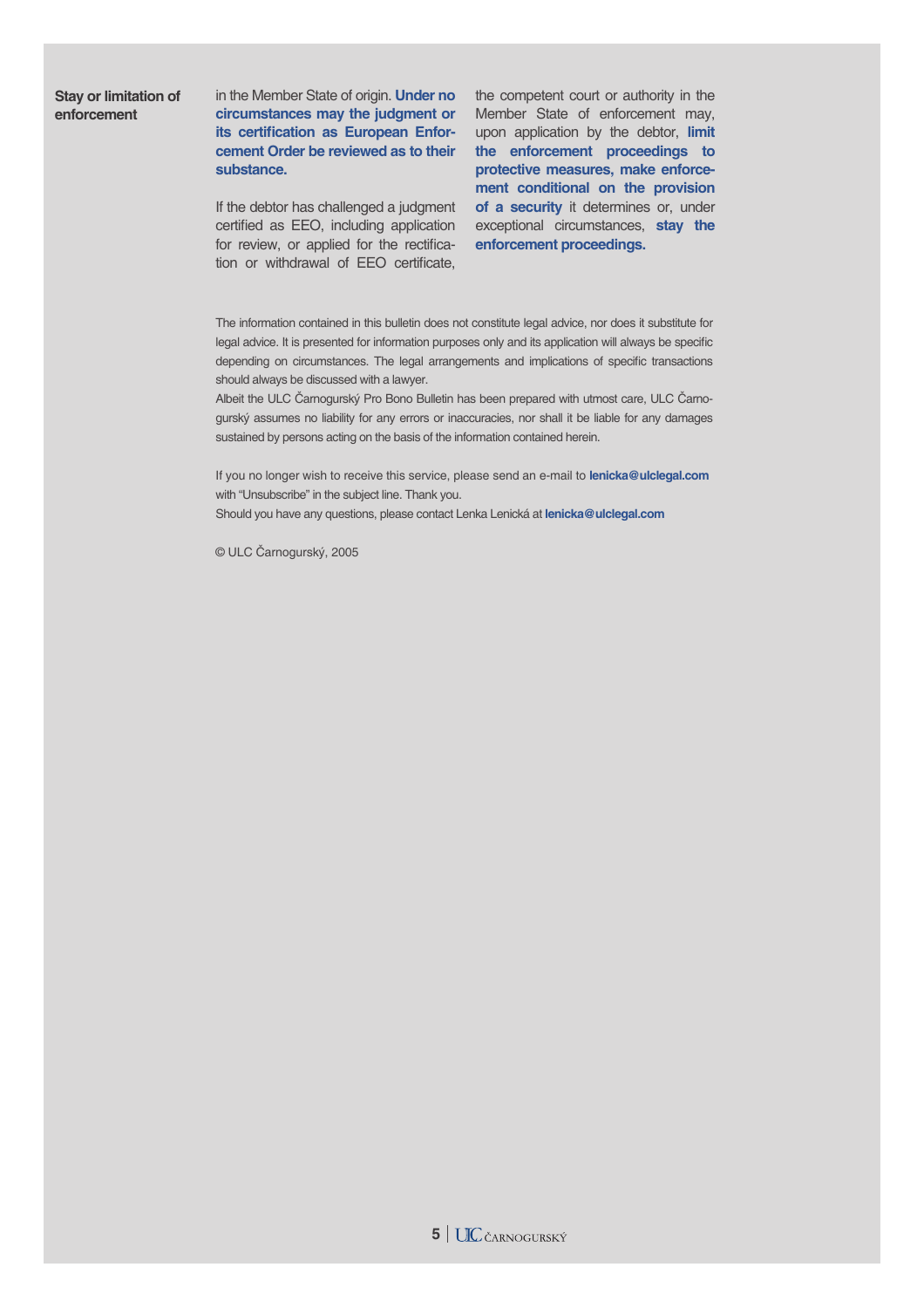**Stay or limitation of enforcement**

in the Member State of origin. **Under no circumstances may the judgment or its certification as European Enforcement Order be reviewed as to their substance.**

If the debtor has challenged a judgment certified as EEO, including application for review, or applied for the rectification or withdrawal of EEO certificate, the competent court or authority in the Member State of enforcement may, upon application by the debtor, **limit the enforcement proceedings to protective measures, make enforcement conditional on the provision of a security** it determines or, under exceptional circumstances, **stay the enforcement proceedings.**

The information contained in this bulletin does not constitute legal advice, nor does it substitute for legal advice. It is presented for information purposes only and its application will always be specific depending on circumstances. The legal arrangements and implications of specific transactions should always be discussed with a lawyer.

Albeit the ULC Čarnogurský Pro Bono Bulletin has been prepared with utmost care, ULC Čarnogurský assumes no liability for any errors or inaccuracies, nor shall it be liable for any damages sustained by persons acting on the basis of the information contained herein.

If you no longer wish to receive this service, please send an e-mail to **lenicka@ulclegal.com** with "Unsubscribe" in the subject line. Thank you.

Should you have any questions, please contact Lenka Lenická at **lenicka@ulclegal.com**

© ULC Čarnogurský, 2005